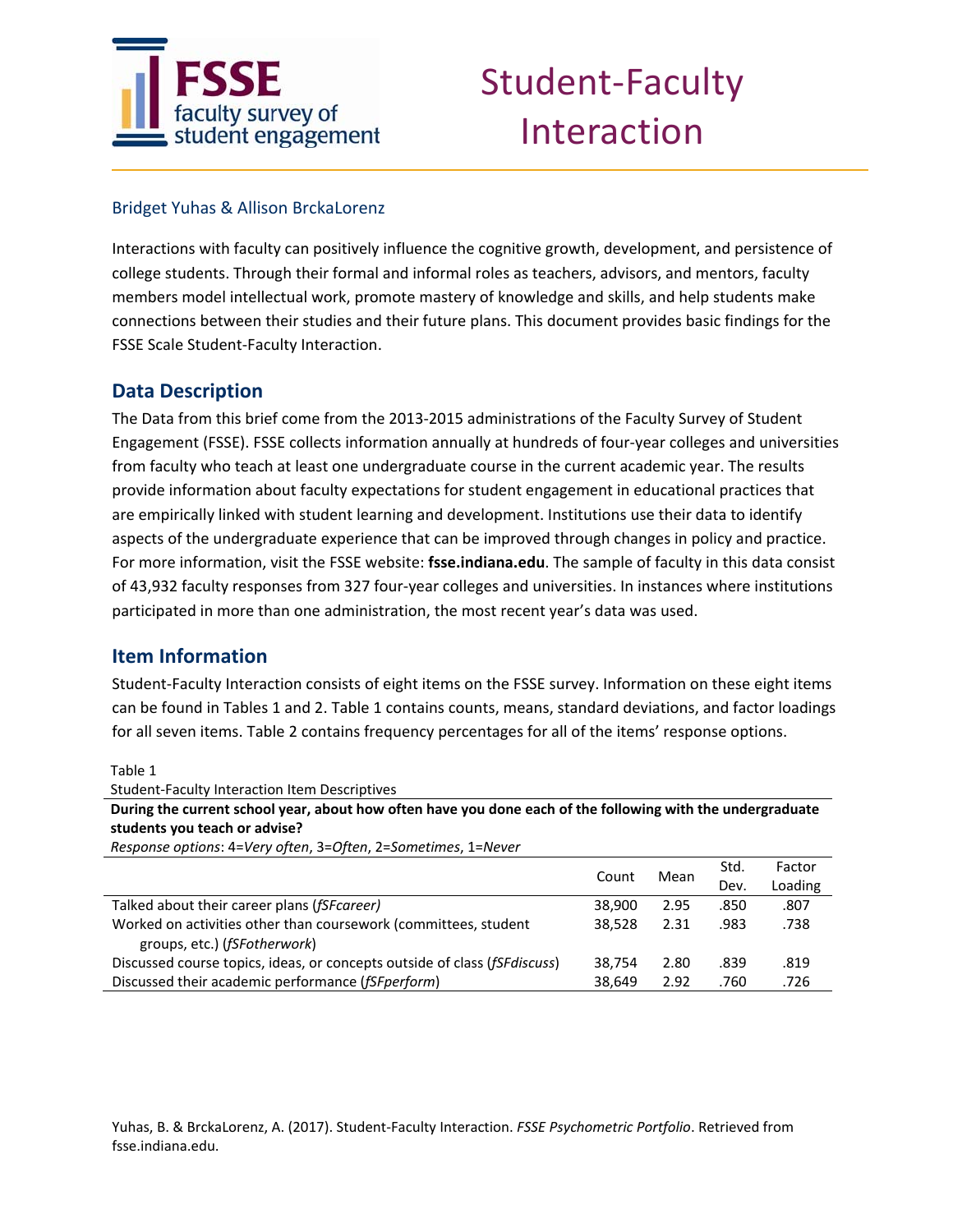# Student-Faculty Interaction

Bridget Yuhas & Allison BrckaLorenz

Interactions with faculty can positively influence the cognitive growth, development, and persistence of college students. Through their formal and informal roles as teachers, advisors, and mentors, faculty members model intellectual work, promote mastery of knowledge and skills, and help students make connections between their studies and their future plans. This document provides basic findings for the FSSE Scale Student-Faculty Interaction.

## Data Description

The Data from this brief come from the 2013-2015 administrations of the Faculty Survey of Student Engagement (FSSE). FSSE collects information annually at hundreds of four-year colleges and universities from faculty who teach at least one undergraduate course in the current academic year. The results provide information about faculty expectations for student engagement in educational practices that are empirically linked with student learning and development. Institutions use their data to identify aspects of the undergraduate experience that can be improved through changes in policy and practice. For more information, visit the FSSE website: **fsse.indiana.edu**. The sample of faculty in this data consist of 43,932 faculty responses from 327 four-year colleges and universities. In instances where institutions participated in more than one administration, the most recent year's data was used.

## Item Information

Student-Faculty Interaction consists of eight items on the FSSE survey. Information on these eight items can be found in Tables 1 and 2. Table 1 contains counts, means, standard deviations, and factor loadings for all seven items. Table 2 contains frequency percentages for all of the items' response options.

Table 1
Student-Faculty Interaction Item Descriptives

**During the current school year, about how often have you done each of the following with the undergraduate students you teach or advise?**
*Response options*: 4=*Very often*, 3=*Often*, 2=*Sometimes*, 1=*Never*

| | Count | Mean | Std. Dev. | Factor Loading |
|---|---|---|---|---|
| Talked about their career plans (*fSFcareer)* | 38,900 | 2.95 | .850 | .807 |
| Worked on activities other than coursework (committees, student groups, etc.) (*fSFotherwork*) | 38,528 | 2.31 | .983 | .738 |
| Discussed course topics, ideas, or concepts outside of class (*fSFdiscuss*) | 38,754 | 2.80 | .839 | .819 |
| Discussed their academic performance (*fSFperform*) | 38,649 | 2.92 | .760 | .726 |

Yuhas, B. & BrckaLorenz, A. (2017). Student-Faculty Interaction. *FSSE Psychometric Portfolio*. Retrieved from fsse.indiana.edu.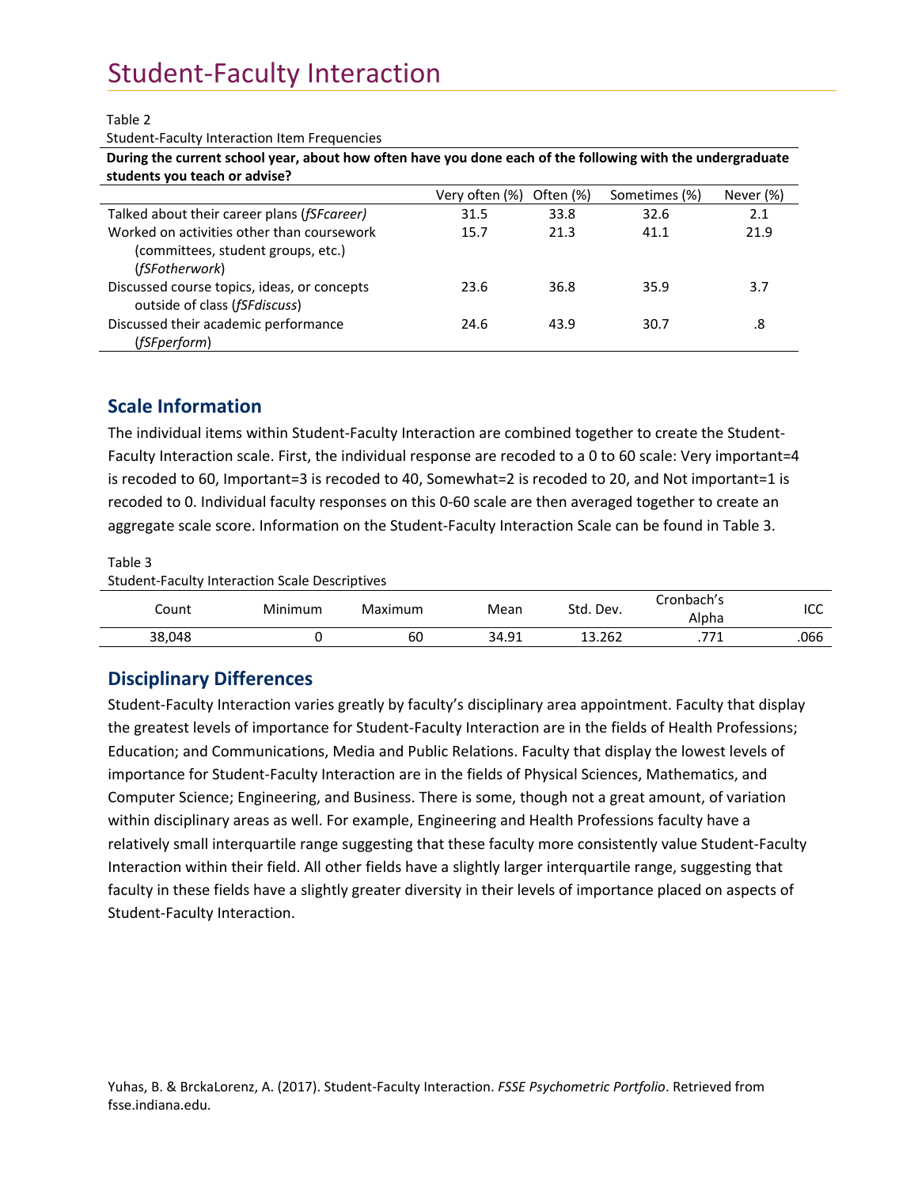# Student-Faculty Interaction

Table 2

Student-Faculty Interaction Item Frequencies

| **During the current school year, about how often have you done each of the following with the undergraduate students you teach or advise?** | | | | |
|---|---|---|---|---|
| | Very often (%) | Often (%) | Sometimes (%) | Never (%) |
| Talked about their career plans (*fSFcareer)* | 31.5 | 33.8 | 32.6 | 2.1 |
| Worked on activities other than coursework (committees, student groups, etc.) (*fSFotherwork*) | 15.7 | 21.3 | 41.1 | 21.9 |
| Discussed course topics, ideas, or concepts outside of class (*fSFdiscuss*) | 23.6 | 36.8 | 35.9 | 3.7 |
| Discussed their academic performance (*fSFperform*) | 24.6 | 43.9 | 30.7 | .8 |

## Scale Information

The individual items within Student-Faculty Interaction are combined together to create the Student-Faculty Interaction scale. First, the individual response are recoded to a 0 to 60 scale: Very important=4 is recoded to 60, Important=3 is recoded to 40, Somewhat=2 is recoded to 20, and Not important=1 is recoded to 0. Individual faculty responses on this 0-60 scale are then averaged together to create an aggregate scale score. Information on the Student-Faculty Interaction Scale can be found in Table 3.

Table 3

Student-Faculty Interaction Scale Descriptives

| Count | Minimum | Maximum | Mean | Std. Dev. | Cronbach's Alpha | ICC |
|---|---|---|---|---|---|---|
| 38,048 | 0 | 60 | 34.91 | 13.262 | .771 | .066 |

## Disciplinary Differences

Student-Faculty Interaction varies greatly by faculty's disciplinary area appointment. Faculty that display the greatest levels of importance for Student-Faculty Interaction are in the fields of Health Professions; Education; and Communications, Media and Public Relations. Faculty that display the lowest levels of importance for Student-Faculty Interaction are in the fields of Physical Sciences, Mathematics, and Computer Science; Engineering, and Business. There is some, though not a great amount, of variation within disciplinary areas as well. For example, Engineering and Health Professions faculty have a relatively small interquartile range suggesting that these faculty more consistently value Student-Faculty Interaction within their field. All other fields have a slightly larger interquartile range, suggesting that faculty in these fields have a slightly greater diversity in their levels of importance placed on aspects of Student-Faculty Interaction.

Yuhas, B. & BrckaLorenz, A. (2017). Student-Faculty Interaction. *FSSE Psychometric Portfolio*. Retrieved from fsse.indiana.edu.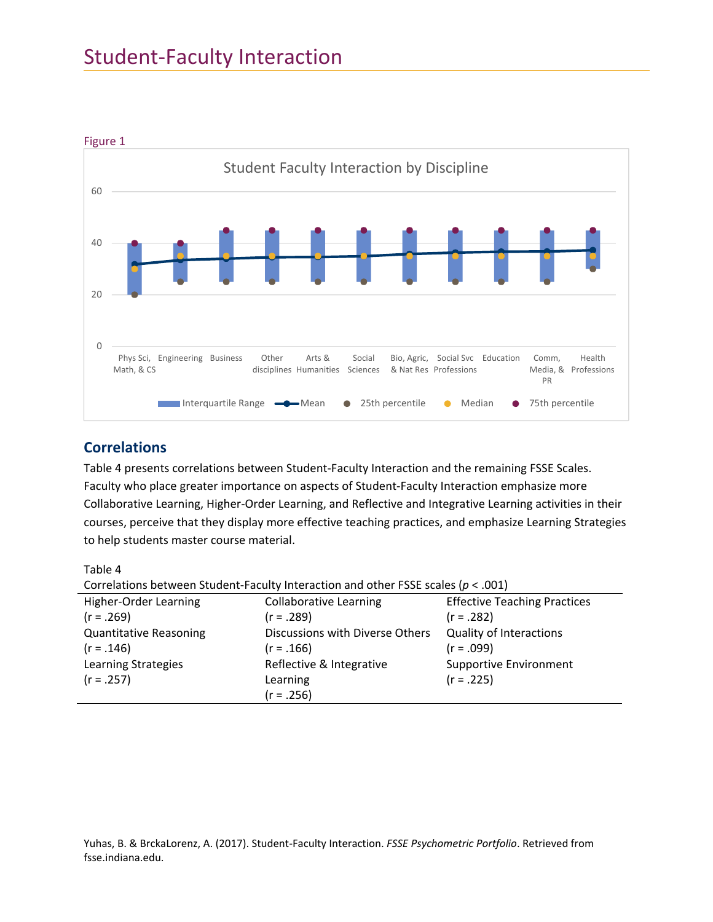# Student-Faculty Interaction

Figure 1

## Correlations

Table 4 presents correlations between Student-Faculty Interaction and the remaining FSSE Scales. Faculty who place greater importance on aspects of Student-Faculty Interaction emphasize more Collaborative Learning, Higher-Order Learning, and Reflective and Integrative Learning activities in their courses, perceive that they display more effective teaching practices, and emphasize Learning Strategies to help students master course material.

Table 4

Correlations between Student-Faculty Interaction and other FSSE scales ($p < .001$)

| | | |
|---|---|---|
| Higher-Order Learning (r = .269) | Collaborative Learning (r = .289) | Effective Teaching Practices (r = .282) |
| Quantitative Reasoning (r = .146) | Discussions with Diverse Others (r = .166) | Quality of Interactions (r = .099) |
| Learning Strategies (r = .257) | Reflective & Integrative Learning (r = .256) | Supportive Environment (r = .225) |

Yuhas, B. & BrckaLorenz, A. (2017). Student-Faculty Interaction. *FSSE Psychometric Portfolio*. Retrieved from fsse.indiana.edu.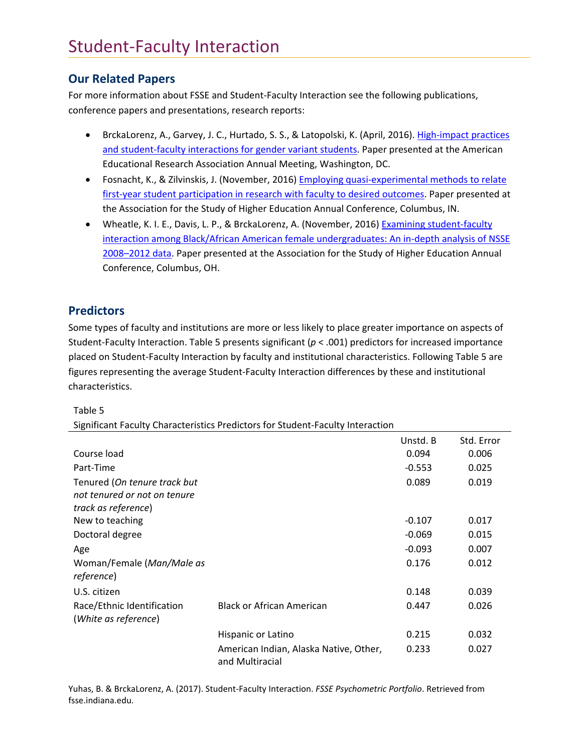# Student-Faculty Interaction

## Our Related Papers

For more information about FSSE and Student-Faculty Interaction see the following publications, conference papers and presentations, research reports:

- BrckaLorenz, A., Garvey, J. C., Hurtado, S. S., & Latopolski, K. (April, 2016). High-impact practices and student-faculty interactions for gender variant students. Paper presented at the American Educational Research Association Annual Meeting, Washington, DC.
- Fosnacht, K., & Zilvinskis, J. (November, 2016) Employing quasi-experimental methods to relate first-year student participation in research with faculty to desired outcomes. Paper presented at the Association for the Study of Higher Education Annual Conference, Columbus, IN.
- Wheatle, K. I. E., Davis, L. P., & BrckaLorenz, A. (November, 2016) Examining student-faculty interaction among Black/African American female undergraduates: An in-depth analysis of NSSE 2008–2012 data. Paper presented at the Association for the Study of Higher Education Annual Conference, Columbus, OH.

## Predictors

Some types of faculty and institutions are more or less likely to place greater importance on aspects of Student-Faculty Interaction. Table 5 presents significant ($p < .001$) predictors for increased importance placed on Student-Faculty Interaction by faculty and institutional characteristics. Following Table 5 are figures representing the average Student-Faculty Interaction differences by these and institutional characteristics.

Table 5
Significant Faculty Characteristics Predictors for Student-Faculty Interaction

| | | Unstd. B | Std. Error |
|---|---|---|---|
| Course load | | 0.094 | 0.006 |
| Part-Time | | -0.553 | 0.025 |
| Tenured (*On tenure track but not tenured or not on tenure track as reference*) | | 0.089 | 0.019 |
| New to teaching | | -0.107 | 0.017 |
| Doctoral degree | | -0.069 | 0.015 |
| Age | | -0.093 | 0.007 |
| Woman/Female (*Man/Male as reference*) | | 0.176 | 0.012 |
| U.S. citizen | | 0.148 | 0.039 |
| Race/Ethnic Identification (*White as reference*) | Black or African American | 0.447 | 0.026 |
| | Hispanic or Latino | 0.215 | 0.032 |
| | American Indian, Alaska Native, Other, and Multiracial | 0.233 | 0.027 |

Yuhas, B. & BrckaLorenz, A. (2017). Student-Faculty Interaction. *FSSE Psychometric Portfolio*. Retrieved from fsse.indiana.edu.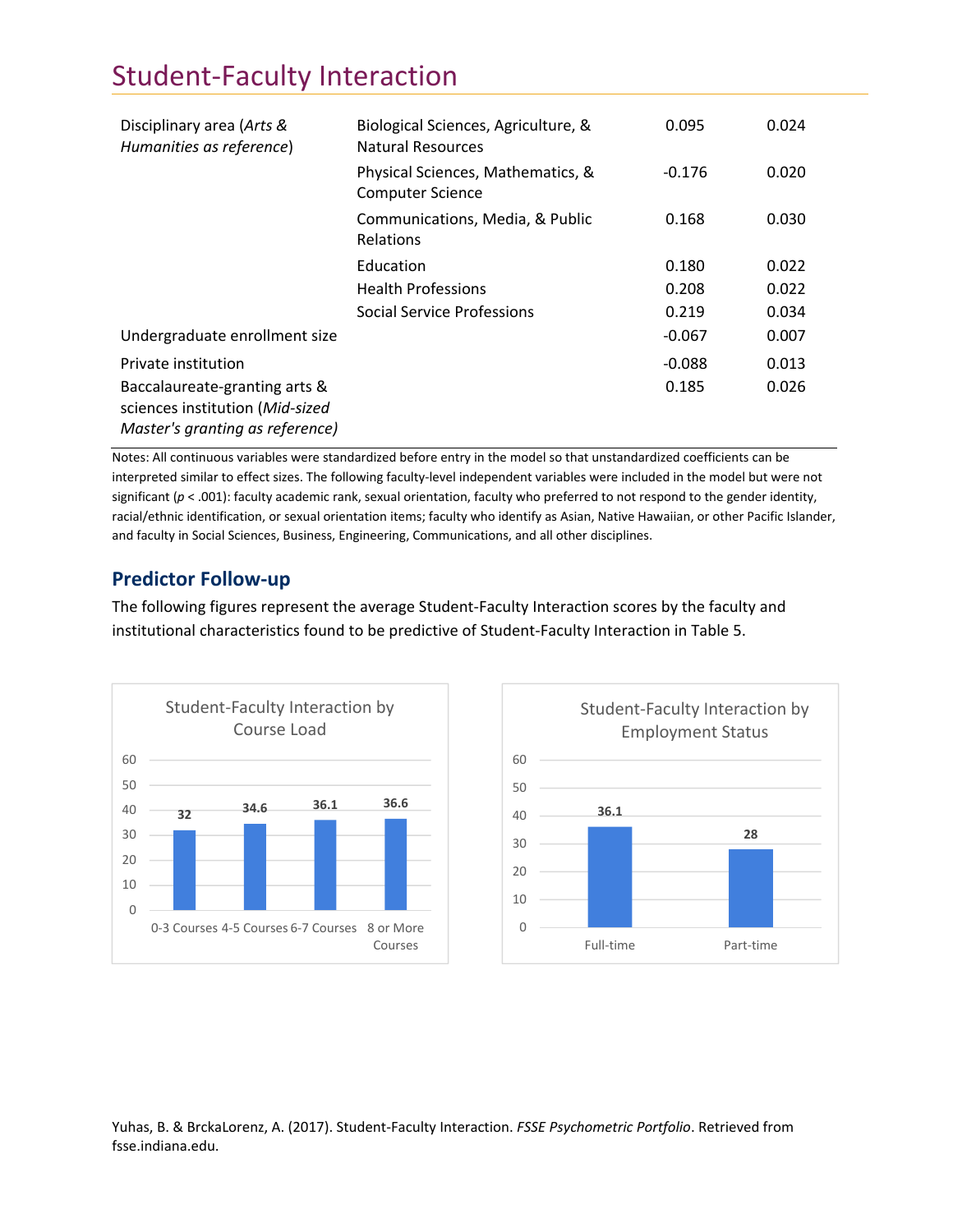# Student-Faculty Interaction

| | | | |
|---|---|---|---|
| Disciplinary area (*Arts & Humanities as reference*) | Biological Sciences, Agriculture, & Natural Resources | 0.095 | 0.024 |
| | Physical Sciences, Mathematics, & Computer Science | -0.176 | 0.020 |
| | Communications, Media, & Public Relations | 0.168 | 0.030 |
| | Education | 0.180 | 0.022 |
| | Health Professions | 0.208 | 0.022 |
| | Social Service Professions | 0.219 | 0.034 |
| Undergraduate enrollment size | | -0.067 | 0.007 |
| Private institution | | -0.088 | 0.013 |
| Baccalaureate-granting arts & sciences institution (*Mid-sized Master's granting as reference)* | | 0.185 | 0.026 |

Notes: All continuous variables were standardized before entry in the model so that unstandardized coefficients can be interpreted similar to effect sizes. The following faculty-level independent variables were included in the model but were not significant ($p < .001$): faculty academic rank, sexual orientation, faculty who preferred to not respond to the gender identity, racial/ethnic identification, or sexual orientation items; faculty who identify as Asian, Native Hawaiian, or other Pacific Islander, and faculty in Social Sciences, Business, Engineering, Communications, and all other disciplines.

## Predictor Follow-up

The following figures represent the average Student-Faculty Interaction scores by the faculty and institutional characteristics found to be predictive of Student-Faculty Interaction in Table 5.

**Student-Faculty Interaction by Course Load**

| Course Load | Score |
|---|---|
| 0-3 Courses | 32 |
| 4-5 Courses | 34.6 |
| 6-7 Courses | 36.1 |
| 8 or More Courses | 36.6 |

**Student-Faculty Interaction by Employment Status**

| Employment Status | Score |
|---|---|
| Full-time | 36.1 |
| Part-time | 28 |

Yuhas, B. & BrckaLorenz, A. (2017). Student-Faculty Interaction. *FSSE Psychometric Portfolio*. Retrieved from fsse.indiana.edu.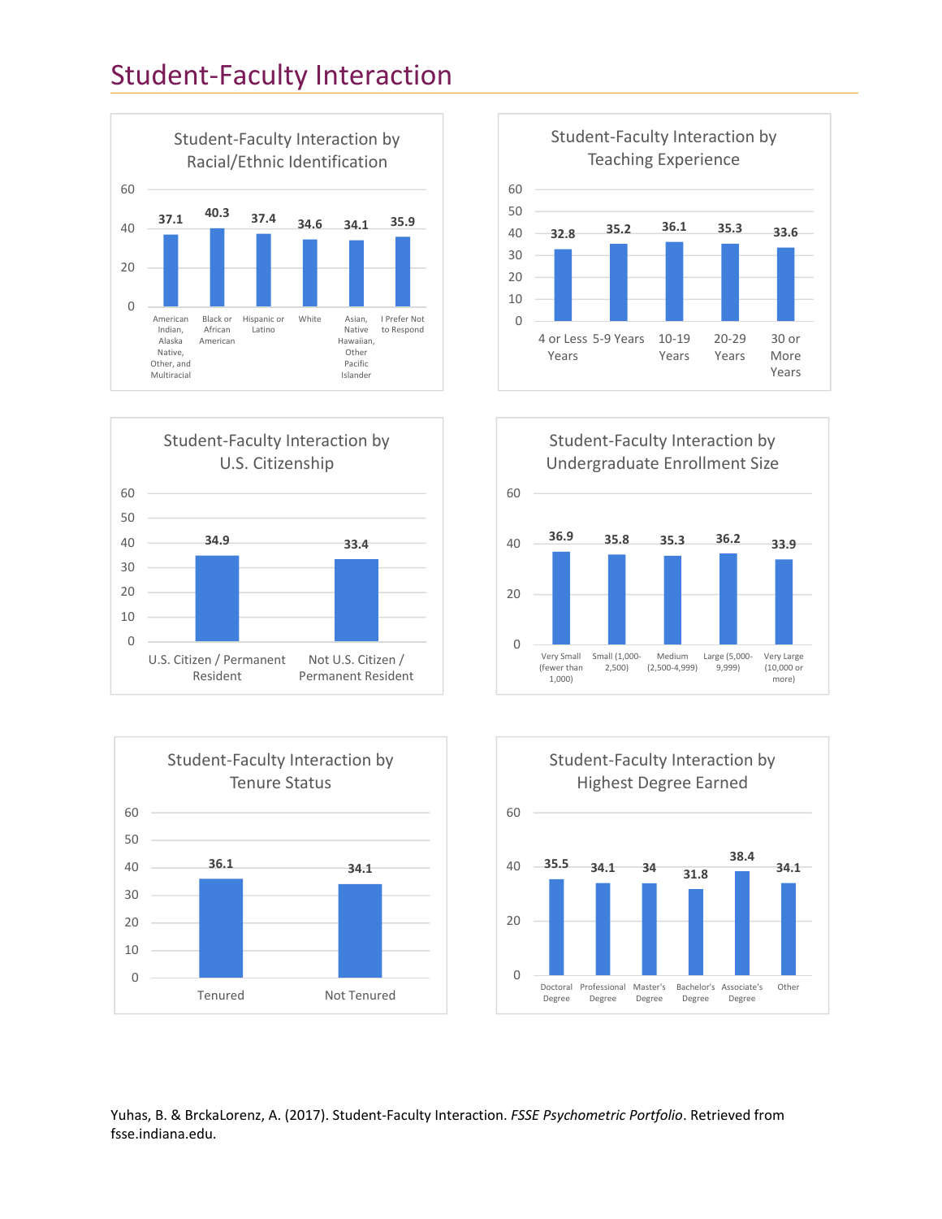## Student-Faculty Interaction

**Student-Faculty Interaction by Racial/Ethnic Identification**

| American Indian, Alaska Native, Other, and Multiracial | Black or African American | Hispanic or Latino | White | Asian, Native Hawaiian, Other Pacific Islander | I Prefer Not to Respond |
|---|---|---|---|---|---|
| 37.1 | 40.3 | 37.4 | 34.6 | 34.1 | 35.9 |

**Student-Faculty Interaction by Teaching Experience**

| 4 or Less Years | 5-9 Years | 10-19 Years | 20-29 Years | 30 or More Years |
|---|---|---|---|---|
| 32.8 | 35.2 | 36.1 | 35.3 | 33.6 |

**Student-Faculty Interaction by U.S. Citizenship**

| U.S. Citizen / Permanent Resident | Not U.S. Citizen / Permanent Resident |
|---|---|
| 34.9 | 33.4 |

**Student-Faculty Interaction by Undergraduate Enrollment Size**

| Very Small (fewer than 1,000) | Small (1,000-2,500) | Medium (2,500-4,999) | Large (5,000-9,999) | Very Large (10,000 or more) |
|---|---|---|---|---|
| 36.9 | 35.8 | 35.3 | 36.2 | 33.9 |

**Student-Faculty Interaction by Tenure Status**

| Tenured | Not Tenured |
|---|---|
| 36.1 | 34.1 |

**Student-Faculty Interaction by Highest Degree Earned**

| Doctoral Degree | Professional Degree | Master's Degree | Bachelor's Degree | Associate's Degree | Other |
|---|---|---|---|---|---|
| 35.5 | 34.1 | 34 | 31.8 | 38.4 | 34.1 |

Yuhas, B. & BrckaLorenz, A. (2017). Student-Faculty Interaction. *FSSE Psychometric Portfolio*. Retrieved from fsse.indiana.edu.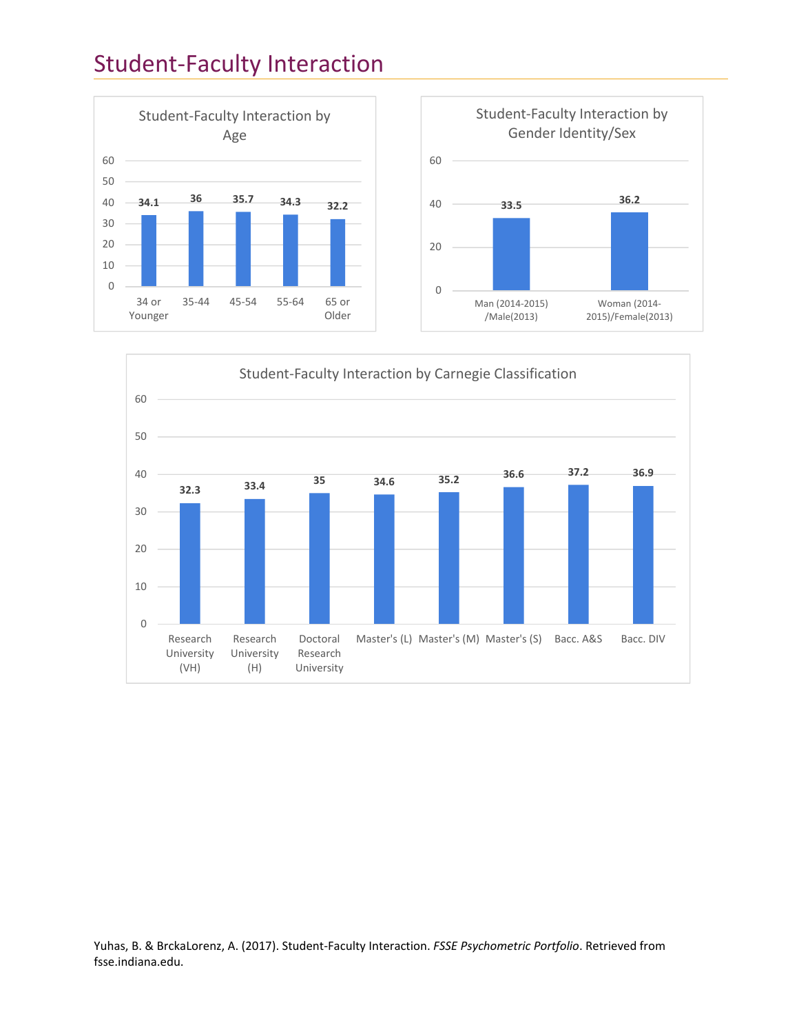# Student-Faculty Interaction

Student-Faculty Interaction by Age

60
50
40
30
20
10
0

34.1
36
35.7
34.3
32.2

34 or Younger
35-44
45-54
55-64
65 or Older

Student-Faculty Interaction by Gender Identity/Sex

60
40
20
0

33.5
36.2

Man (2014-2015) /Male(2013)
Woman (2014-2015)/Female(2013)

Student-Faculty Interaction by Carnegie Classification

60
50
40
30
20
10
0

32.3
33.4
35
34.6
35.2
36.6
37.2
36.9

Research University (VH)
Research University (H)
Doctoral Research University
Master's (L)
Master's (M)
Master's (S)
Bacc. A&S
Bacc. DIV

Yuhas, B. & BrckaLorenz, A. (2017). Student-Faculty Interaction. *FSSE Psychometric Portfolio*. Retrieved from fsse.indiana.edu.